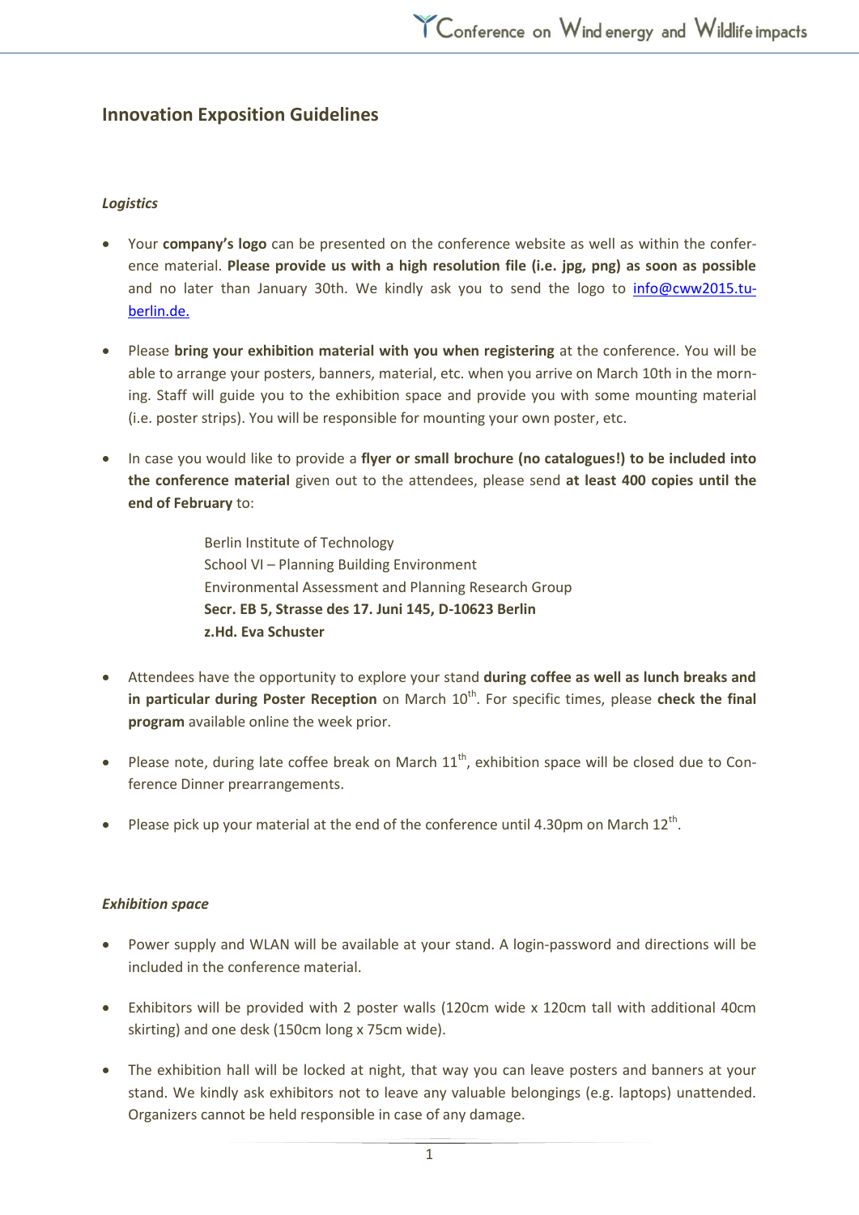## Innovation Exposition Guidelines

### *Logistics*

- Your **company's logo** can be presented on the conference website as well as within the conference material. **Please provide us with a high resolution file (i.e. jpg, png) as soon as possible** and no later than January 30th. We kindly ask you to send the logo to [info@cww2015.tu-berlin.de.](mailto:info@cww2015.tu-berlin.de)

- Please **bring your exhibition material with you when registering** at the conference. You will be able to arrange your posters, banners, material, etc. when you arrive on March 10th in the morning. Staff will guide you to the exhibition space and provide you with some mounting material (i.e. poster strips). You will be responsible for mounting your own poster, etc.

- In case you would like to provide a **flyer or small brochure (no catalogues!) to be included into the conference material** given out to the attendees, please send **at least 400 copies until the end of February** to:

  Berlin Institute of Technology  
  School VI – Planning Building Environment  
  Environmental Assessment and Planning Research Group  
  **Secr. EB 5, Strasse des 17. Juni 145, D-10623 Berlin**  
  **z.Hd. Eva Schuster**

- Attendees have the opportunity to explore your stand **during coffee as well as lunch breaks and in particular during Poster Reception** on March 10th. For specific times, please **check the final program** available online the week prior.

- Please note, during late coffee break on March 11th, exhibition space will be closed due to Conference Dinner prearrangements.

- Please pick up your material at the end of the conference until 4.30pm on March 12th.

### *Exhibition space*

- Power supply and WLAN will be available at your stand. A login-password and directions will be included in the conference material.

- Exhibitors will be provided with 2 poster walls (120cm wide x 120cm tall with additional 40cm skirting) and one desk (150cm long x 75cm wide).

- The exhibition hall will be locked at night, that way you can leave posters and banners at your stand. We kindly ask exhibitors not to leave any valuable belongings (e.g. laptops) unattended. Organizers cannot be held responsible in case of any damage.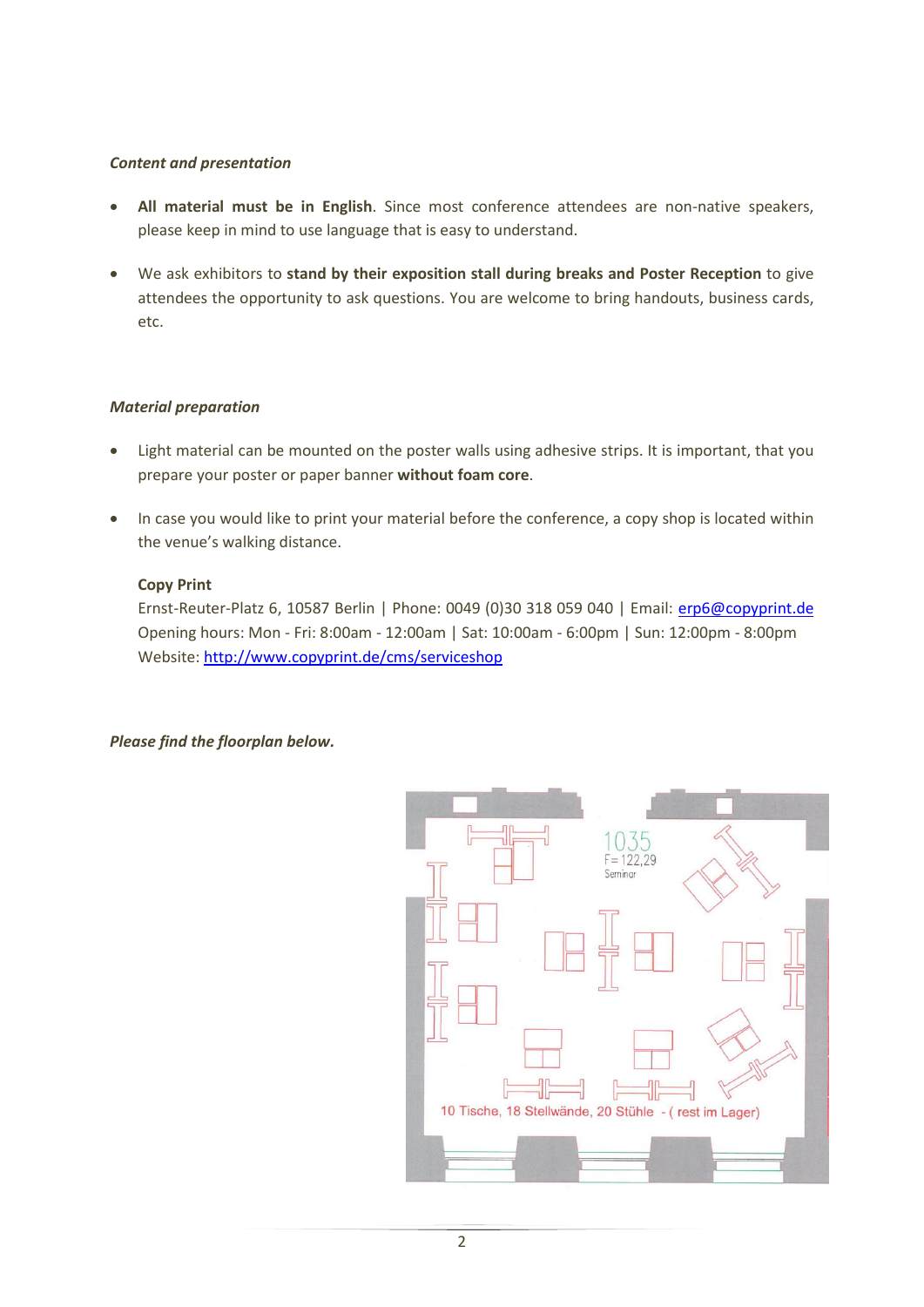*__Content and presentation__*

- **All material must be in English**. Since most conference attendees are non-native speakers, please keep in mind to use language that is easy to understand.

- We ask exhibitors to **stand by their exposition stall during breaks and Poster Reception** to give attendees the opportunity to ask questions. You are welcome to bring handouts, business cards, etc.

*__Material preparation__*

- Light material can be mounted on the poster walls using adhesive strips. It is important, that you prepare your poster or paper banner **without foam core**.

- In case you would like to print your material before the conference, a copy shop is located within the venue's walking distance.

  **Copy Print**
  Ernst-Reuter-Platz 6, 10587 Berlin | Phone: 0049 (0)30 318 059 040 | Email: erp6@copyprint.de
  Opening hours: Mon - Fri: 8:00am - 12:00am | Sat: 10:00am - 6:00pm | Sun: 12:00pm - 8:00pm
  Website: http://www.copyprint.de/cms/serviceshop

*__Please find the floorplan below.__*

1035
F= 122,29
Seminar

10 Tische, 18 Stellwände, 20 Stühle - ( rest im Lager)